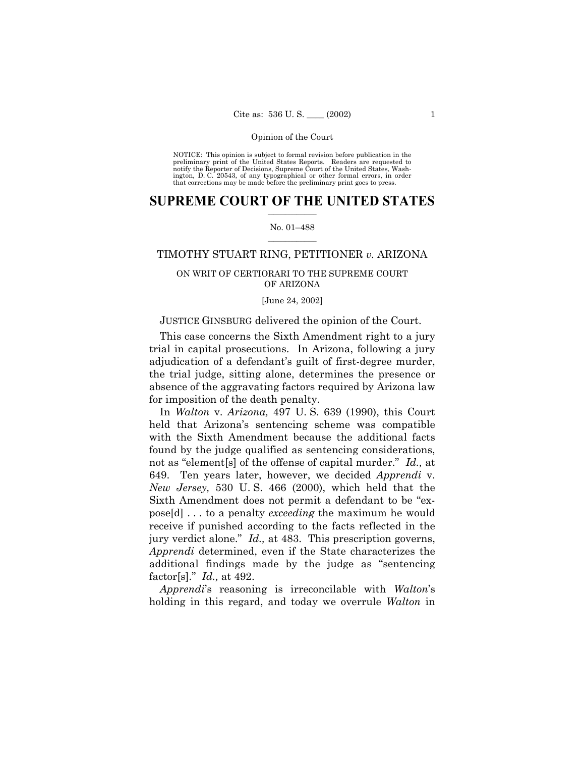NOTICE: This opinion is subject to formal revision before publication in the preliminary print of the United States Reports. Readers are requested to notify the Reporter of Decisions, Supreme Court of the United States, Washington, D. C. 20543, of any typographical or other formal errors, in order that corrections may be made before the preliminary print goes to press.

# SUPREME COURT OF THE UNITED STATES

No. 01–488

TIMOTHY STUART RING, PETITIONER *v.* ARIZONA

ON WRIT OF CERTIORARI TO THE SUPREME COURT OF ARIZONA

[June 24, 2002]

JUSTICE GINSBURG delivered the opinion of the Court.

This case concerns the Sixth Amendment right to a jury trial in capital prosecutions. In Arizona, following a jury adjudication of a defendant's guilt of first-degree murder, the trial judge, sitting alone, determines the presence or absence of the aggravating factors required by Arizona law for imposition of the death penalty.

In *Walton* v. *Arizona,* 497 U. S. 639 (1990), this Court held that Arizona's sentencing scheme was compatible with the Sixth Amendment because the additional facts found by the judge qualified as sentencing considerations, not as "element[s] of the offense of capital murder." *Id.,* at 649. Ten years later, however, we decided *Apprendi* v. *New Jersey,* 530 U. S. 466 (2000), which held that the Sixth Amendment does not permit a defendant to be "expose[d] . . . to a penalty *exceeding* the maximum he would receive if punished according to the facts reflected in the jury verdict alone." *Id.,* at 483. This prescription governs, *Apprendi* determined, even if the State characterizes the additional findings made by the judge as "sentencing factor[s]." *Id.,* at 492.

*Apprendi*'s reasoning is irreconcilable with *Walton*'s holding in this regard, and today we overrule *Walton* in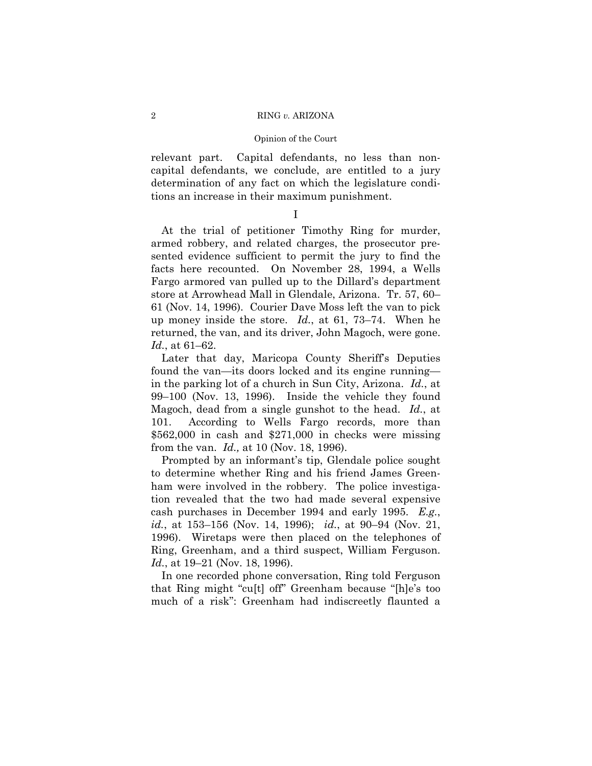relevant part. Capital defendants, no less than non-capital defendants, we conclude, are entitled to a jury determination of any fact on which the legislature conditions an increase in their maximum punishment.

I

At the trial of petitioner Timothy Ring for murder, armed robbery, and related charges, the prosecutor presented evidence sufficient to permit the jury to find the facts here recounted. On November 28, 1994, a Wells Fargo armored van pulled up to the Dillard's department store at Arrowhead Mall in Glendale, Arizona. Tr. 57, 60–61 (Nov. 14, 1996). Courier Dave Moss left the van to pick up money inside the store. *Id.*, at 61, 73–74. When he returned, the van, and its driver, John Magoch, were gone. *Id.*, at 61–62.

Later that day, Maricopa County Sheriff's Deputies found the van—its doors locked and its engine running—in the parking lot of a church in Sun City, Arizona. *Id.*, at 99–100 (Nov. 13, 1996). Inside the vehicle they found Magoch, dead from a single gunshot to the head. *Id.*, at 101. According to Wells Fargo records, more than $562,000 in cash and $271,000 in checks were missing from the van. *Id.,* at 10 (Nov. 18, 1996).

Prompted by an informant's tip, Glendale police sought to determine whether Ring and his friend James Greenham were involved in the robbery. The police investigation revealed that the two had made several expensive cash purchases in December 1994 and early 1995. *E.g.*, *id.*, at 153–156 (Nov. 14, 1996); *id.*, at 90–94 (Nov. 21, 1996). Wiretaps were then placed on the telephones of Ring, Greenham, and a third suspect, William Ferguson. *Id.*, at 19–21 (Nov. 18, 1996).

In one recorded phone conversation, Ring told Ferguson that Ring might "cu[t] off" Greenham because "[h]e's too much of a risk": Greenham had indiscreetly flaunted a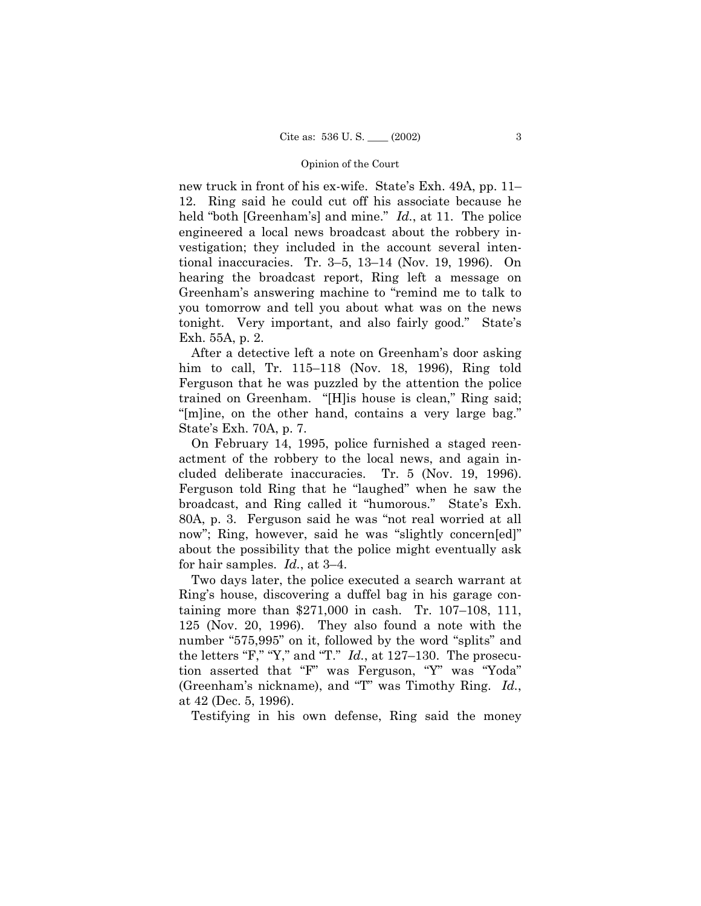new truck in front of his ex-wife. State's Exh. 49A, pp. 11–12. Ring said he could cut off his associate because he held "both [Greenham's] and mine." *Id.*, at 11. The police engineered a local news broadcast about the robbery investigation; they included in the account several intentional inaccuracies. Tr. 3–5, 13–14 (Nov. 19, 1996). On hearing the broadcast report, Ring left a message on Greenham's answering machine to "remind me to talk to you tomorrow and tell you about what was on the news tonight. Very important, and also fairly good." State's Exh. 55A, p. 2.

After a detective left a note on Greenham's door asking him to call, Tr. 115–118 (Nov. 18, 1996), Ring told Ferguson that he was puzzled by the attention the police trained on Greenham. "[H]is house is clean," Ring said; "[m]ine, on the other hand, contains a very large bag." State's Exh. 70A, p. 7.

On February 14, 1995, police furnished a staged reenactment of the robbery to the local news, and again included deliberate inaccuracies. Tr. 5 (Nov. 19, 1996). Ferguson told Ring that he "laughed" when he saw the broadcast, and Ring called it "humorous." State's Exh. 80A, p. 3. Ferguson said he was "not real worried at all now"; Ring, however, said he was "slightly concern[ed]" about the possibility that the police might eventually ask for hair samples. *Id.*, at 3–4.

Two days later, the police executed a search warrant at Ring's house, discovering a duffel bag in his garage containing more than $271,000 in cash. Tr. 107–108, 111, 125 (Nov. 20, 1996). They also found a note with the number "575,995" on it, followed by the word "splits" and the letters "F," "Y," and "T." *Id.*, at 127–130. The prosecution asserted that "F" was Ferguson, "Y" was "Yoda" (Greenham's nickname), and "T" was Timothy Ring. *Id.*, at 42 (Dec. 5, 1996).

Testifying in his own defense, Ring said the money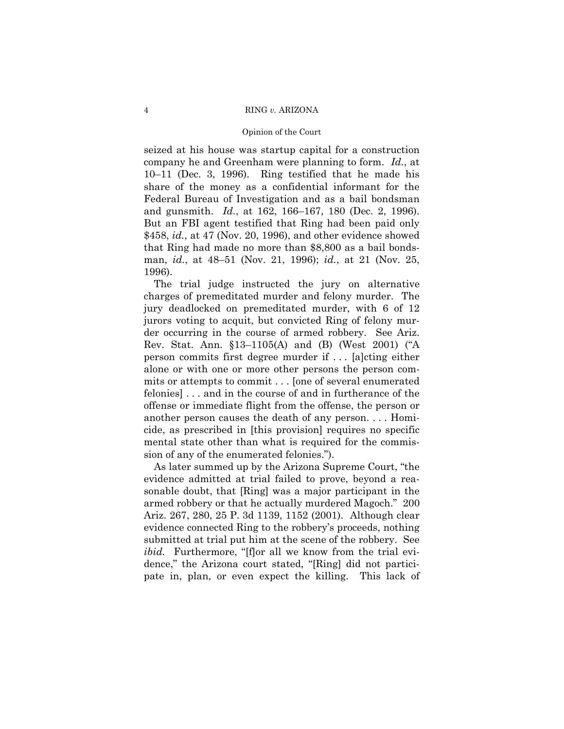seized at his house was startup capital for a construction company he and Greenham were planning to form. *Id.*, at 10–11 (Dec. 3, 1996). Ring testified that he made his share of the money as a confidential informant for the Federal Bureau of Investigation and as a bail bondsman and gunsmith. *Id.*, at 162, 166–167, 180 (Dec. 2, 1996). But an FBI agent testified that Ring had been paid only $458, *id.*, at 47 (Nov. 20, 1996), and other evidence showed that Ring had made no more than $8,800 as a bail bondsman, *id.*, at 48–51 (Nov. 21, 1996); *id.*, at 21 (Nov. 25, 1996).

The trial judge instructed the jury on alternative charges of premeditated murder and felony murder. The jury deadlocked on premeditated murder, with 6 of 12 jurors voting to acquit, but convicted Ring of felony murder occurring in the course of armed robbery. See Ariz. Rev. Stat. Ann. §13–1105(A) and (B) (West 2001) ("A person commits first degree murder if . . . [a]cting either alone or with one or more other persons the person commits or attempts to commit . . . [one of several enumerated felonies] . . . and in the course of and in furtherance of the offense or immediate flight from the offense, the person or another person causes the death of any person. . . . Homicide, as prescribed in [this provision] requires no specific mental state other than what is required for the commission of any of the enumerated felonies.").

As later summed up by the Arizona Supreme Court, "the evidence admitted at trial failed to prove, beyond a reasonable doubt, that [Ring] was a major participant in the armed robbery or that he actually murdered Magoch." 200 Ariz. 267, 280, 25 P. 3d 1139, 1152 (2001). Although clear evidence connected Ring to the robbery's proceeds, nothing submitted at trial put him at the scene of the robbery. See *ibid.* Furthermore, "[f]or all we know from the trial evidence," the Arizona court stated, "[Ring] did not participate in, plan, or even expect the killing. This lack of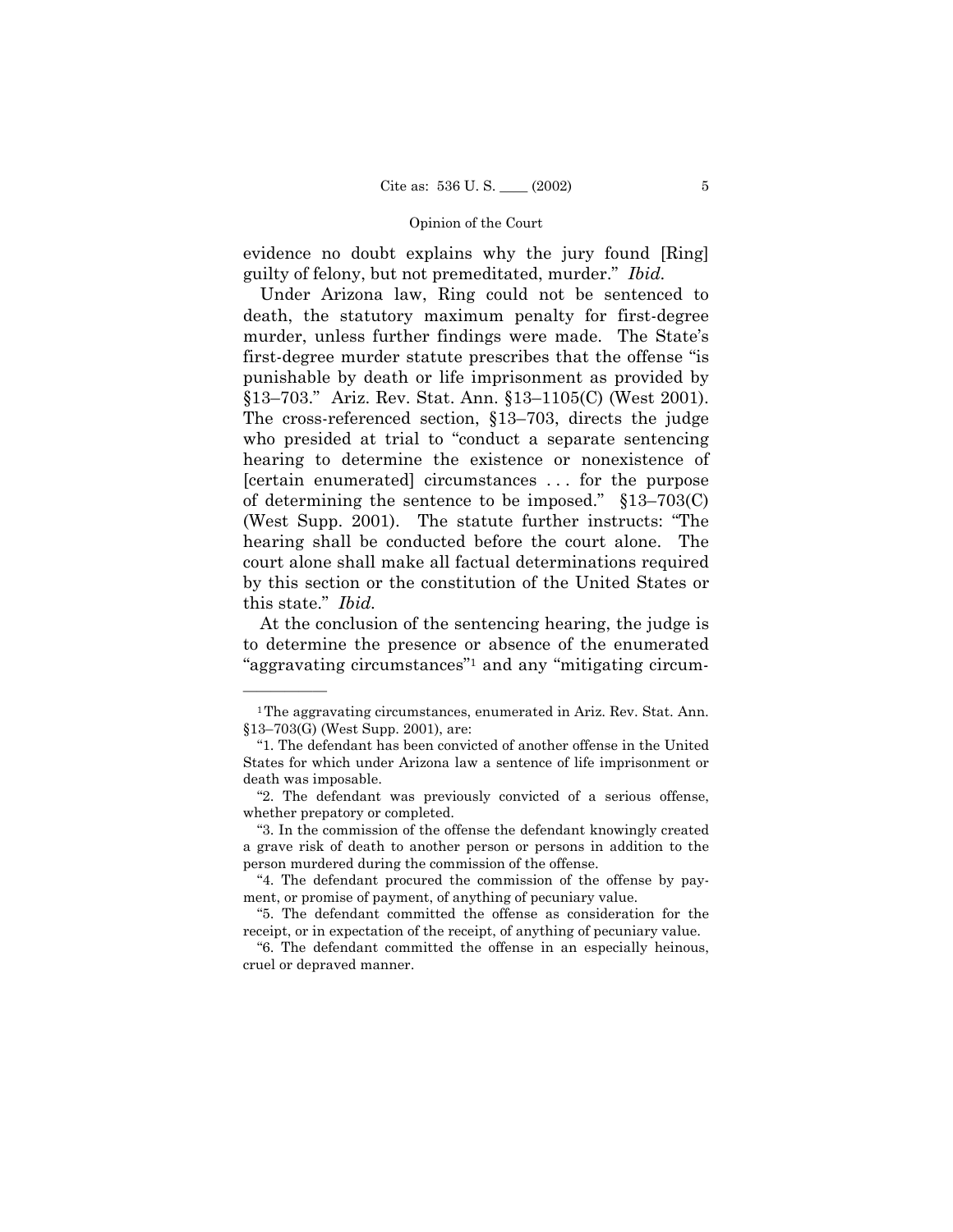evidence no doubt explains why the jury found [Ring] guilty of felony, but not premeditated, murder." *Ibid.*

Under Arizona law, Ring could not be sentenced to death, the statutory maximum penalty for first-degree murder, unless further findings were made. The State's first-degree murder statute prescribes that the offense "is punishable by death or life imprisonment as provided by §13–703." Ariz. Rev. Stat. Ann. §13–1105(C) (West 2001). The cross-referenced section, §13–703, directs the judge who presided at trial to "conduct a separate sentencing hearing to determine the existence or nonexistence of [certain enumerated] circumstances . . . for the purpose of determining the sentence to be imposed." §13–703(C) (West Supp. 2001). The statute further instructs: "The hearing shall be conducted before the court alone. The court alone shall make all factual determinations required by this section or the constitution of the United States or this state." *Ibid.*

At the conclusion of the sentencing hearing, the judge is to determine the presence or absence of the enumerated "aggravating circumstances"[1] and any "mitigating circum-

---

[1] The aggravating circumstances, enumerated in Ariz. Rev. Stat. Ann. §13–703(G) (West Supp. 2001), are:

"1. The defendant has been convicted of another offense in the United States for which under Arizona law a sentence of life imprisonment or death was imposable.

"2. The defendant was previously convicted of a serious offense, whether preparatory or completed.

"3. In the commission of the offense the defendant knowingly created a grave risk of death to another person or persons in addition to the person murdered during the commission of the offense.

"4. The defendant procured the commission of the offense by payment, or promise of payment, of anything of pecuniary value.

"5. The defendant committed the offense as consideration for the receipt, or in expectation of the receipt, of anything of pecuniary value.

"6. The defendant committed the offense in an especially heinous, cruel or depraved manner.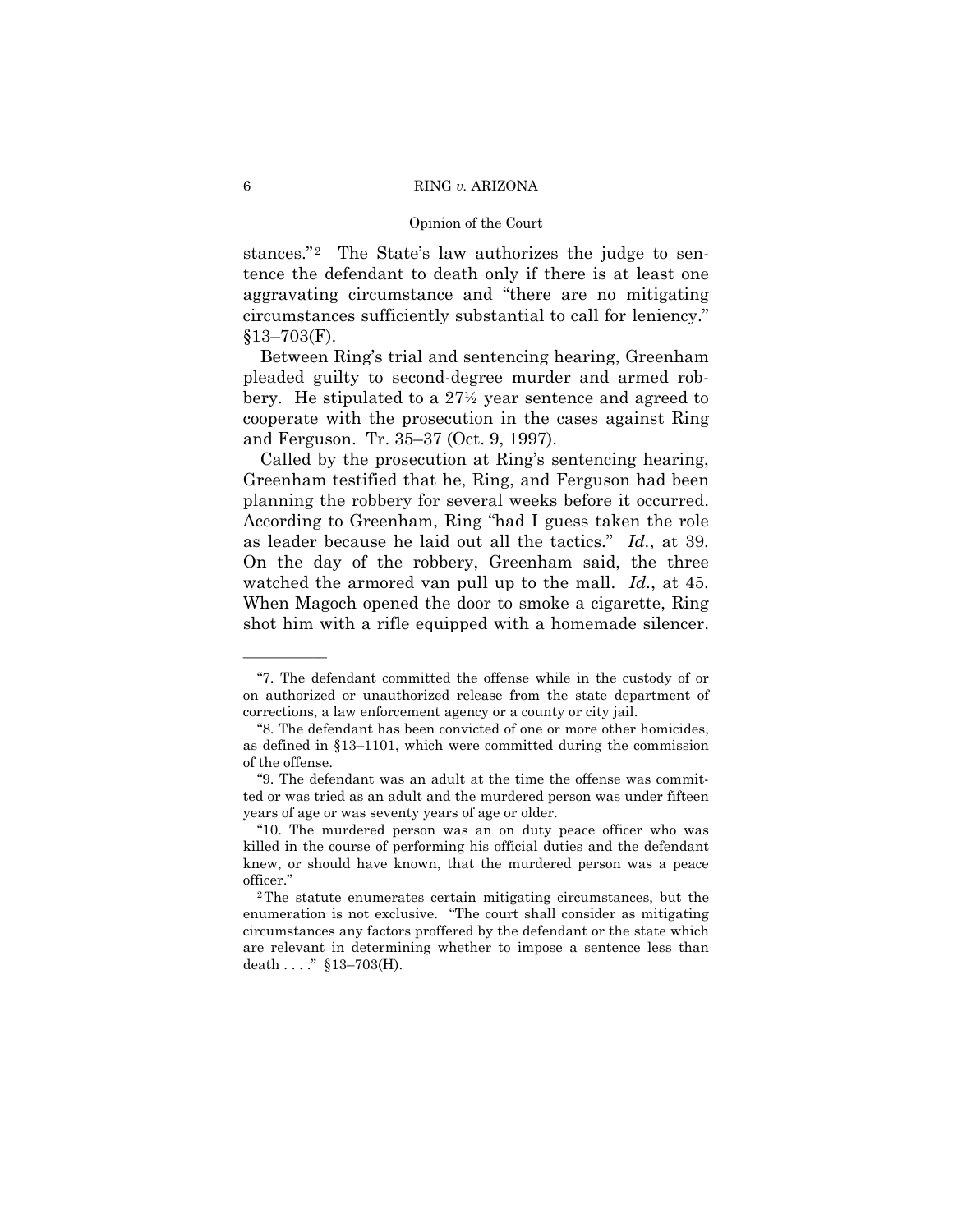stances."[2] The State's law authorizes the judge to sentence the defendant to death only if there is at least one aggravating circumstance and "there are no mitigating circumstances sufficiently substantial to call for leniency." §13–703(F).

Between Ring's trial and sentencing hearing, Greenham pleaded guilty to second-degree murder and armed robbery. He stipulated to a 27½ year sentence and agreed to cooperate with the prosecution in the cases against Ring and Ferguson. Tr. 35–37 (Oct. 9, 1997).

Called by the prosecution at Ring's sentencing hearing, Greenham testified that he, Ring, and Ferguson had been planning the robbery for several weeks before it occurred. According to Greenham, Ring "had I guess taken the role as leader because he laid out all the tactics." *Id.*, at 39. On the day of the robbery, Greenham said, the three watched the armored van pull up to the mall. *Id.*, at 45. When Magoch opened the door to smoke a cigarette, Ring shot him with a rifle equipped with a homemade silencer.

---

"7. The defendant committed the offense while in the custody of or on authorized or unauthorized release from the state department of corrections, a law enforcement agency or a county or city jail.

"8. The defendant has been convicted of one or more other homicides, as defined in §13–1101, which were committed during the commission of the offense.

"9. The defendant was an adult at the time the offense was committed or was tried as an adult and the murdered person was under fifteen years of age or was seventy years of age or older.

"10. The murdered person was an on duty peace officer who was killed in the course of performing his official duties and the defendant knew, or should have known, that the murdered person was a peace officer."

[2] The statute enumerates certain mitigating circumstances, but the enumeration is not exclusive. "The court shall consider as mitigating circumstances any factors proffered by the defendant or the state which are relevant in determining whether to impose a sentence less than death . . . ." §13–703(H).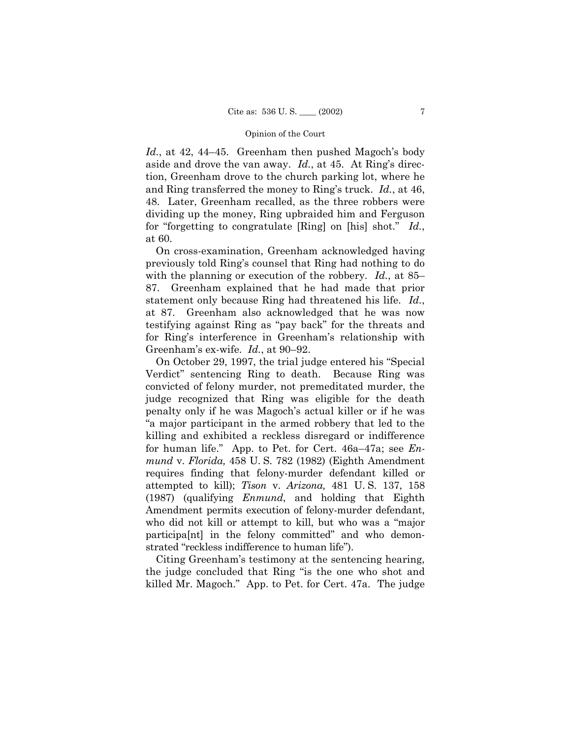*Id.*, at 42, 44–45. Greenham then pushed Magoch's body aside and drove the van away. *Id.*, at 45. At Ring's direction, Greenham drove to the church parking lot, where he and Ring transferred the money to Ring's truck. *Id.*, at 46, 48. Later, Greenham recalled, as the three robbers were dividing up the money, Ring upbraided him and Ferguson for "forgetting to congratulate [Ring] on [his] shot." *Id.*, at 60.

On cross-examination, Greenham acknowledged having previously told Ring's counsel that Ring had nothing to do with the planning or execution of the robbery. *Id.*, at 85–87. Greenham explained that he had made that prior statement only because Ring had threatened his life. *Id.*, at 87. Greenham also acknowledged that he was now testifying against Ring as "pay back" for the threats and for Ring's interference in Greenham's relationship with Greenham's ex-wife. *Id.*, at 90–92.

On October 29, 1997, the trial judge entered his "Special Verdict" sentencing Ring to death. Because Ring was convicted of felony murder, not premeditated murder, the judge recognized that Ring was eligible for the death penalty only if he was Magoch's actual killer or if he was "a major participant in the armed robbery that led to the killing and exhibited a reckless disregard or indifference for human life." App. to Pet. for Cert. 46a–47a; see *Enmund* v. *Florida,* 458 U. S. 782 (1982) (Eighth Amendment requires finding that felony-murder defendant killed or attempted to kill); *Tison* v. *Arizona,* 481 U. S. 137, 158 (1987) (qualifying *Enmund*, and holding that Eighth Amendment permits execution of felony-murder defendant, who did not kill or attempt to kill, but who was a "major participa[nt] in the felony committed" and who demonstrated "reckless indifference to human life").

Citing Greenham's testimony at the sentencing hearing, the judge concluded that Ring "is the one who shot and killed Mr. Magoch." App. to Pet. for Cert. 47a. The judge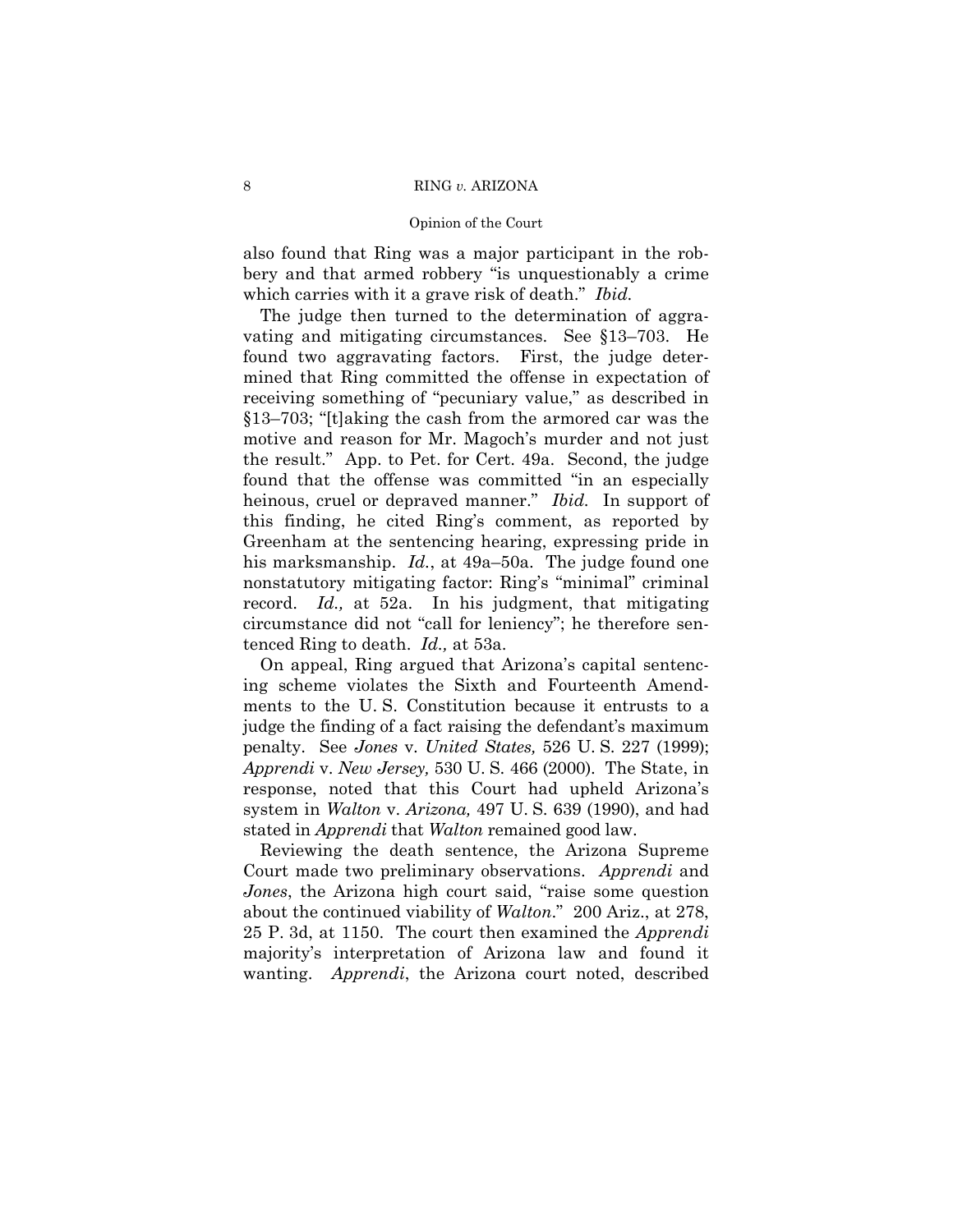also found that Ring was a major participant in the robbery and that armed robbery "is unquestionably a crime which carries with it a grave risk of death." *Ibid.*

The judge then turned to the determination of aggravating and mitigating circumstances. See §13–703. He found two aggravating factors. First, the judge determined that Ring committed the offense in expectation of receiving something of "pecuniary value," as described in §13–703; "[t]aking the cash from the armored car was the motive and reason for Mr. Magoch's murder and not just the result." App. to Pet. for Cert. 49a. Second, the judge found that the offense was committed "in an especially heinous, cruel or depraved manner." *Ibid.* In support of this finding, he cited Ring's comment, as reported by Greenham at the sentencing hearing, expressing pride in his marksmanship. *Id.*, at 49a–50a. The judge found one nonstatutory mitigating factor: Ring's "minimal" criminal record. *Id.,* at 52a. In his judgment, that mitigating circumstance did not "call for leniency"; he therefore sentenced Ring to death. *Id.,* at 53a.

On appeal, Ring argued that Arizona's capital sentencing scheme violates the Sixth and Fourteenth Amendments to the U. S. Constitution because it entrusts to a judge the finding of a fact raising the defendant's maximum penalty. See *Jones* v. *United States,* 526 U. S. 227 (1999); *Apprendi* v. *New Jersey,* 530 U. S. 466 (2000). The State, in response, noted that this Court had upheld Arizona's system in *Walton* v. *Arizona,* 497 U. S. 639 (1990), and had stated in *Apprendi* that *Walton* remained good law.

Reviewing the death sentence, the Arizona Supreme Court made two preliminary observations. *Apprendi* and *Jones*, the Arizona high court said, "raise some question about the continued viability of *Walton*." 200 Ariz., at 278, 25 P. 3d, at 1150. The court then examined the *Apprendi* majority's interpretation of Arizona law and found it wanting. *Apprendi*, the Arizona court noted, described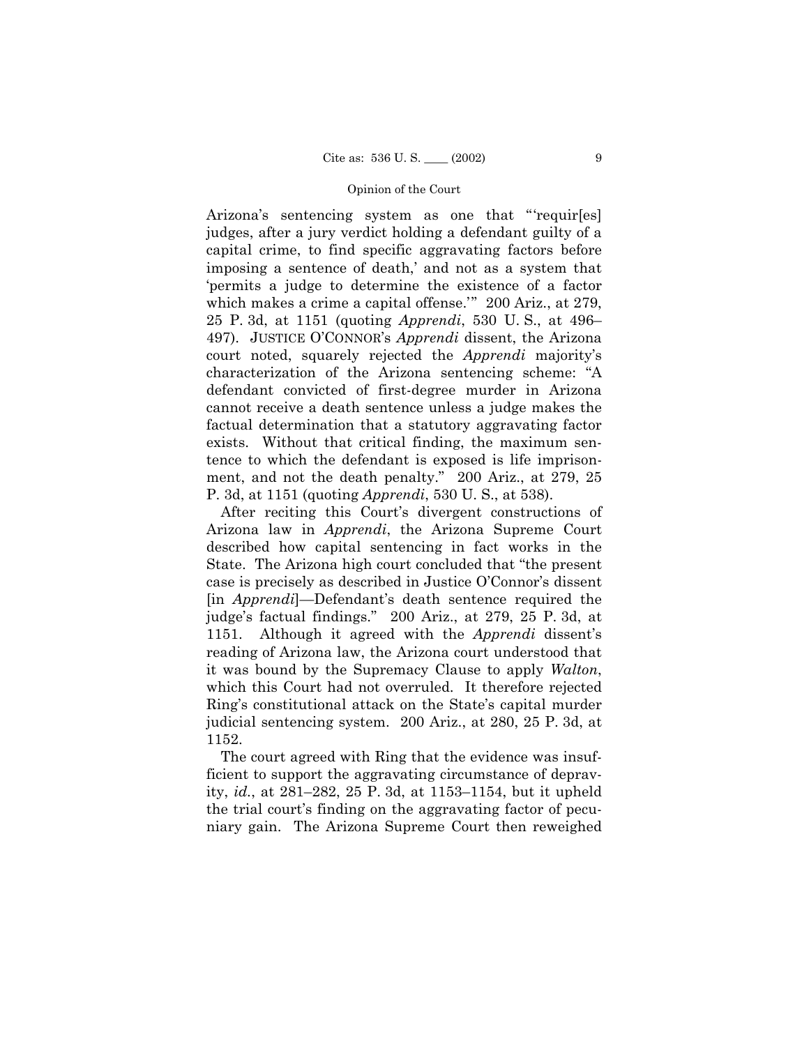Arizona's sentencing system as one that "'requir[es] judges, after a jury verdict holding a defendant guilty of a capital crime, to find specific aggravating factors before imposing a sentence of death,' and not as a system that 'permits a judge to determine the existence of a factor which makes a crime a capital offense.'" 200 Ariz., at 279, 25 P. 3d, at 1151 (quoting *Apprendi*, 530 U. S., at 496–497). JUSTICE O'CONNOR's *Apprendi* dissent, the Arizona court noted, squarely rejected the *Apprendi* majority's characterization of the Arizona sentencing scheme: "A defendant convicted of first-degree murder in Arizona cannot receive a death sentence unless a judge makes the factual determination that a statutory aggravating factor exists. Without that critical finding, the maximum sentence to which the defendant is exposed is life imprisonment, and not the death penalty." 200 Ariz., at 279, 25 P. 3d, at 1151 (quoting *Apprendi*, 530 U. S., at 538).

After reciting this Court's divergent constructions of Arizona law in *Apprendi*, the Arizona Supreme Court described how capital sentencing in fact works in the State. The Arizona high court concluded that "the present case is precisely as described in Justice O'Connor's dissent [in *Apprendi*]—Defendant's death sentence required the judge's factual findings." 200 Ariz., at 279, 25 P. 3d, at 1151. Although it agreed with the *Apprendi* dissent's reading of Arizona law, the Arizona court understood that it was bound by the Supremacy Clause to apply *Walton*, which this Court had not overruled. It therefore rejected Ring's constitutional attack on the State's capital murder judicial sentencing system. 200 Ariz., at 280, 25 P. 3d, at 1152.

The court agreed with Ring that the evidence was insufficient to support the aggravating circumstance of depravity, *id.*, at 281–282, 25 P. 3d, at 1153–1154, but it upheld the trial court's finding on the aggravating factor of pecuniary gain. The Arizona Supreme Court then reweighed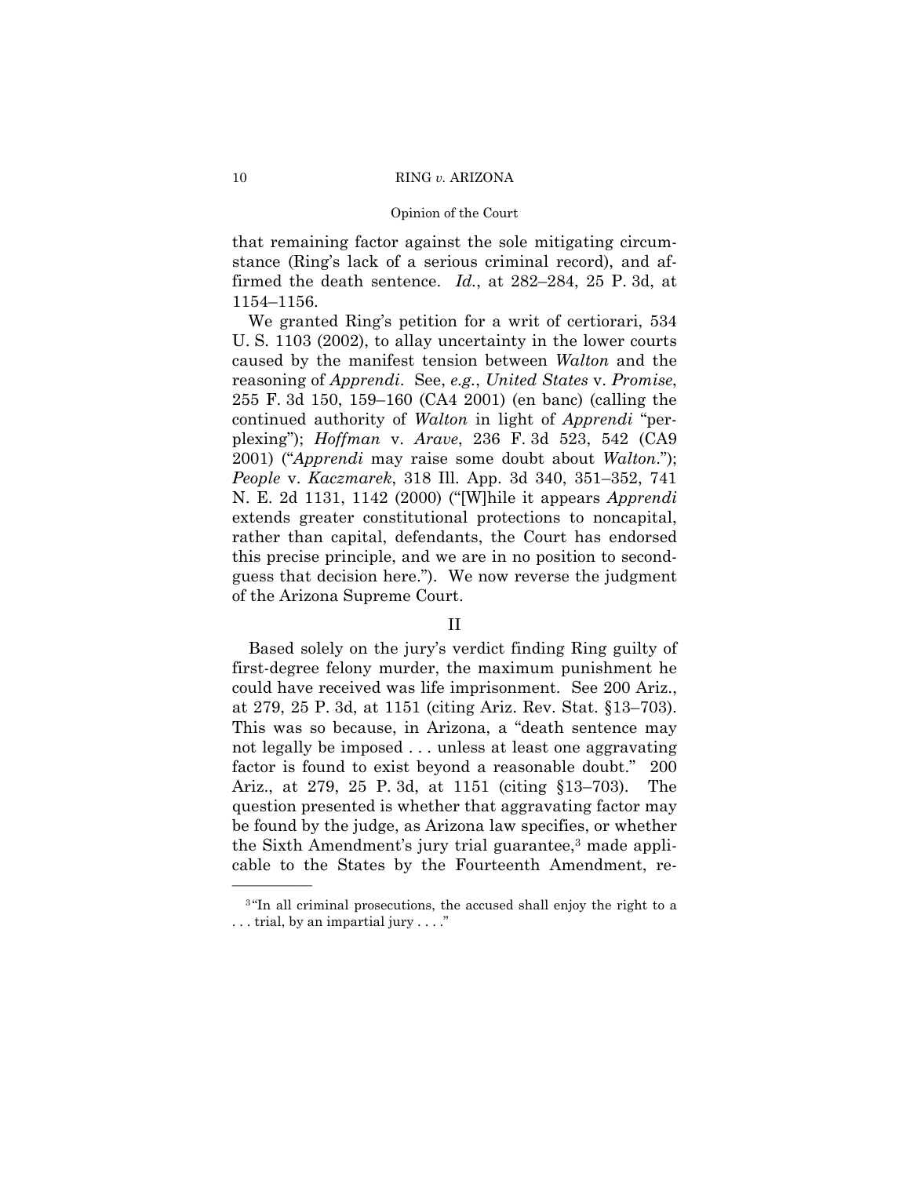that remaining factor against the sole mitigating circumstance (Ring's lack of a serious criminal record), and affirmed the death sentence. *Id.*, at 282–284, 25 P. 3d, at 1154–1156.

We granted Ring's petition for a writ of certiorari, 534 U. S. 1103 (2002), to allay uncertainty in the lower courts caused by the manifest tension between *Walton* and the reasoning of *Apprendi*. See, *e.g.*, *United States* v. *Promise*, 255 F. 3d 150, 159–160 (CA4 2001) (en banc) (calling the continued authority of *Walton* in light of *Apprendi* "perplexing"); *Hoffman* v. *Arave*, 236 F. 3d 523, 542 (CA9 2001) ("*Apprendi* may raise some doubt about *Walton*."); *People* v. *Kaczmarek*, 318 Ill. App. 3d 340, 351–352, 741 N. E. 2d 1131, 1142 (2000) ("[W]hile it appears *Apprendi* extends greater constitutional protections to noncapital, rather than capital, defendants, the Court has endorsed this precise principle, and we are in no position to second-guess that decision here."). We now reverse the judgment of the Arizona Supreme Court.

## II

Based solely on the jury's verdict finding Ring guilty of first-degree felony murder, the maximum punishment he could have received was life imprisonment. See 200 Ariz., at 279, 25 P. 3d, at 1151 (citing Ariz. Rev. Stat. §13–703). This was so because, in Arizona, a "death sentence may not legally be imposed . . . unless at least one aggravating factor is found to exist beyond a reasonable doubt." 200 Ariz., at 279, 25 P. 3d, at 1151 (citing §13–703). The question presented is whether that aggravating factor may be found by the judge, as Arizona law specifies, or whether the Sixth Amendment's jury trial guarantee,[3] made applicable to the States by the Fourteenth Amendment, re-

---

[3] "In all criminal prosecutions, the accused shall enjoy the right to a . . . trial, by an impartial jury . . . ."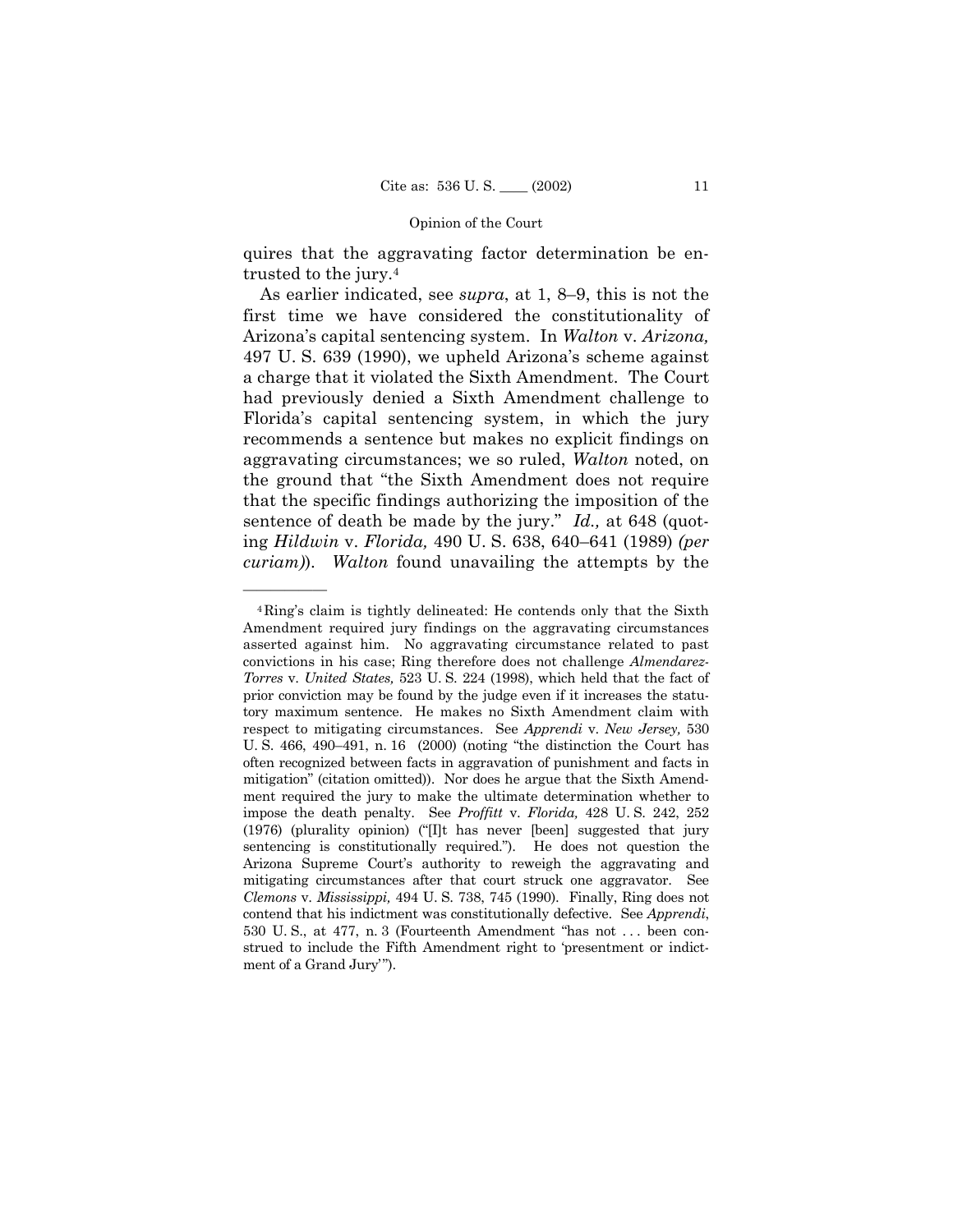quires that the aggravating factor determination be entrusted to the jury.[4]

As earlier indicated, see *supra*, at 1, 8–9, this is not the first time we have considered the constitutionality of Arizona's capital sentencing system. In *Walton* v. *Arizona,* 497 U. S. 639 (1990), we upheld Arizona's scheme against a charge that it violated the Sixth Amendment. The Court had previously denied a Sixth Amendment challenge to Florida's capital sentencing system, in which the jury recommends a sentence but makes no explicit findings on aggravating circumstances; we so ruled, *Walton* noted, on the ground that "the Sixth Amendment does not require that the specific findings authorizing the imposition of the sentence of death be made by the jury." *Id.,* at 648 (quoting *Hildwin* v. *Florida,* 490 U. S. 638, 640–641 (1989) *(per curiam)*). *Walton* found unavailing the attempts by the

---

[4] Ring's claim is tightly delineated: He contends only that the Sixth Amendment required jury findings on the aggravating circumstances asserted against him. No aggravating circumstance related to past convictions in his case; Ring therefore does not challenge *Almendarez-Torres* v. *United States,* 523 U. S. 224 (1998), which held that the fact of prior conviction may be found by the judge even if it increases the statutory maximum sentence. He makes no Sixth Amendment claim with respect to mitigating circumstances. See *Apprendi* v. *New Jersey,* 530 U. S. 466, 490–491, n. 16 (2000) (noting "the distinction the Court has often recognized between facts in aggravation of punishment and facts in mitigation" (citation omitted)). Nor does he argue that the Sixth Amendment required the jury to make the ultimate determination whether to impose the death penalty. See *Proffitt* v. *Florida,* 428 U. S. 242, 252 (1976) (plurality opinion) ("[I]t has never [been] suggested that jury sentencing is constitutionally required."). He does not question the Arizona Supreme Court's authority to reweigh the aggravating and mitigating circumstances after that court struck one aggravator. See *Clemons* v. *Mississippi,* 494 U. S. 738, 745 (1990). Finally, Ring does not contend that his indictment was constitutionally defective. See *Apprendi*, 530 U. S., at 477, n. 3 (Fourteenth Amendment "has not . . . been construed to include the Fifth Amendment right to 'presentment or indictment of a Grand Jury'").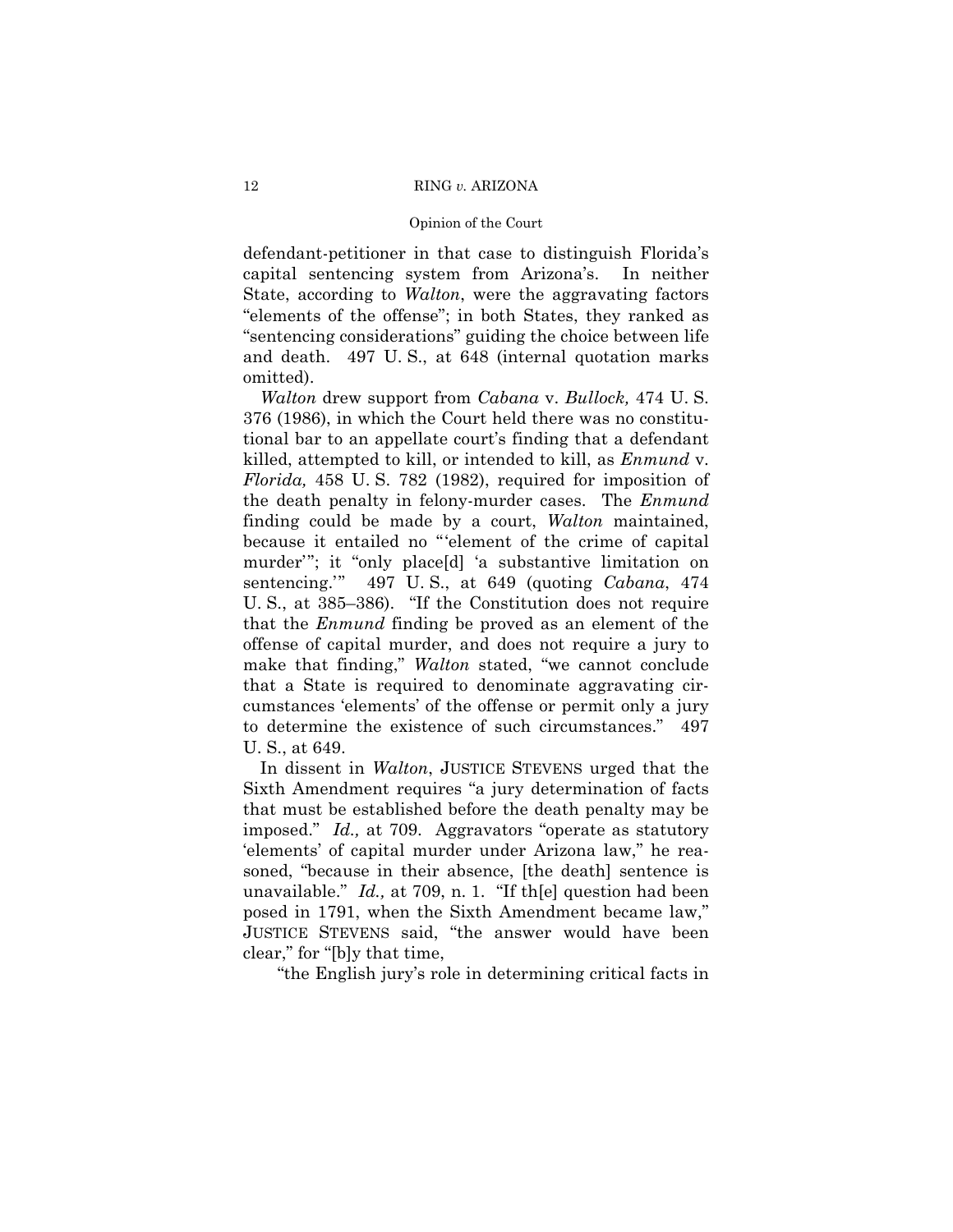defendant-petitioner in that case to distinguish Florida's capital sentencing system from Arizona's. In neither State, according to *Walton*, were the aggravating factors "elements of the offense"; in both States, they ranked as "sentencing considerations" guiding the choice between life and death. 497 U. S., at 648 (internal quotation marks omitted).

*Walton* drew support from *Cabana* v. *Bullock,* 474 U. S. 376 (1986), in which the Court held there was no constitutional bar to an appellate court's finding that a defendant killed, attempted to kill, or intended to kill, as *Enmund* v. *Florida,* 458 U. S. 782 (1982), required for imposition of the death penalty in felony-murder cases. The *Enmund* finding could be made by a court, *Walton* maintained, because it entailed no "'element of the crime of capital murder'"; it "only place[d] 'a substantive limitation on sentencing.'" 497 U. S., at 649 (quoting *Cabana*, 474 U. S., at 385–386). "If the Constitution does not require that the *Enmund* finding be proved as an element of the offense of capital murder, and does not require a jury to make that finding," *Walton* stated, "we cannot conclude that a State is required to denominate aggravating circumstances 'elements' of the offense or permit only a jury to determine the existence of such circumstances." 497 U. S., at 649.

In dissent in *Walton*, JUSTICE STEVENS urged that the Sixth Amendment requires "a jury determination of facts that must be established before the death penalty may be imposed." *Id.,* at 709. Aggravators "operate as statutory 'elements' of capital murder under Arizona law," he reasoned, "because in their absence, [the death] sentence is unavailable." *Id.,* at 709, n. 1. "If th[e] question had been posed in 1791, when the Sixth Amendment became law," JUSTICE STEVENS said, "the answer would have been clear," for "[b]y that time,

"the English jury's role in determining critical facts in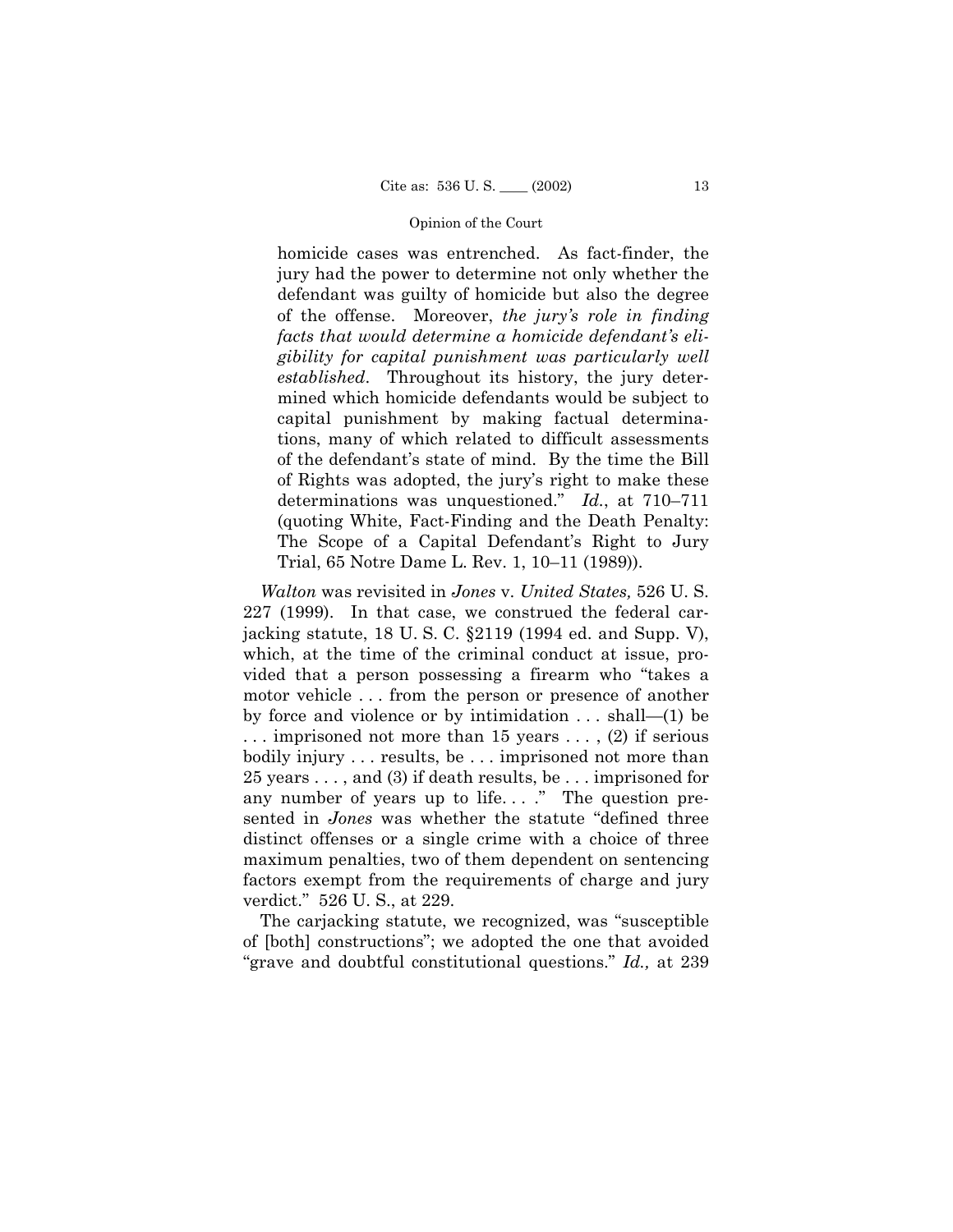homicide cases was entrenched. As fact-finder, the jury had the power to determine not only whether the defendant was guilty of homicide but also the degree of the offense. Moreover, *the jury's role in finding facts that would determine a homicide defendant's eligibility for capital punishment was particularly well established*. Throughout its history, the jury determined which homicide defendants would be subject to capital punishment by making factual determinations, many of which related to difficult assessments of the defendant's state of mind. By the time the Bill of Rights was adopted, the jury's right to make these determinations was unquestioned." *Id.*, at 710–711 (quoting White, Fact-Finding and the Death Penalty: The Scope of a Capital Defendant's Right to Jury Trial, 65 Notre Dame L. Rev. 1, 10–11 (1989)).

*Walton* was revisited in *Jones* v. *United States,* 526 U. S. 227 (1999). In that case, we construed the federal carjacking statute, 18 U. S. C. §2119 (1994 ed. and Supp. V), which, at the time of the criminal conduct at issue, provided that a person possessing a firearm who "takes a motor vehicle . . . from the person or presence of another by force and violence or by intimidation . . . shall—(1) be . . . imprisoned not more than 15 years . . . , (2) if serious bodily injury . . . results, be . . . imprisoned not more than 25 years . . . , and (3) if death results, be . . . imprisoned for any number of years up to life. . . ." The question presented in *Jones* was whether the statute "defined three distinct offenses or a single crime with a choice of three maximum penalties, two of them dependent on sentencing factors exempt from the requirements of charge and jury verdict." 526 U. S., at 229.

The carjacking statute, we recognized, was "susceptible of [both] constructions"; we adopted the one that avoided "grave and doubtful constitutional questions." *Id.,* at 239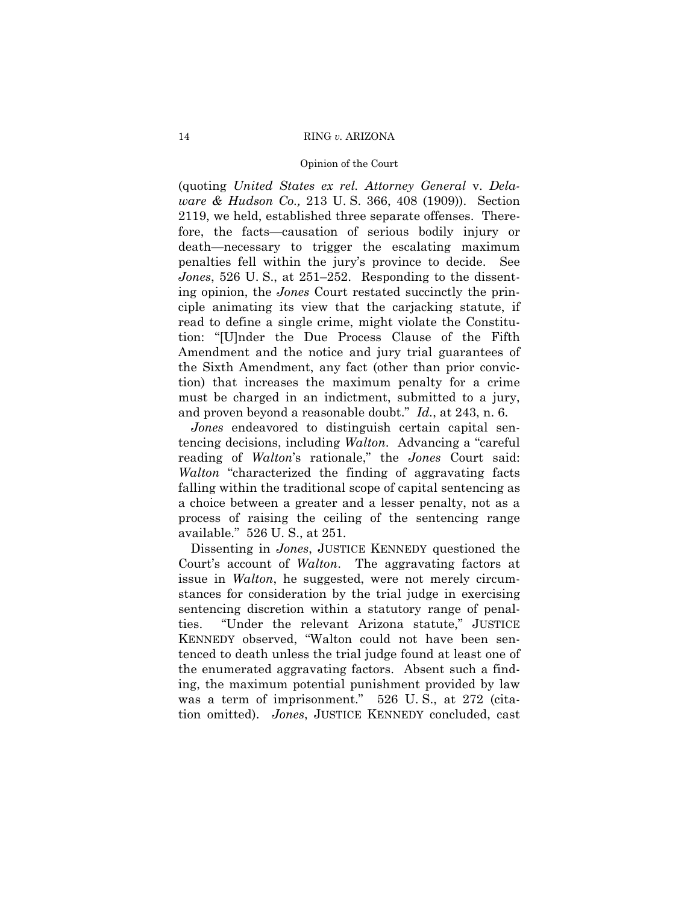(quoting *United States ex rel. Attorney General* v. *Delaware & Hudson Co.,* 213 U. S. 366, 408 (1909)). Section 2119, we held, established three separate offenses. Therefore, the facts—causation of serious bodily injury or death—necessary to trigger the escalating maximum penalties fell within the jury's province to decide. See *Jones*, 526 U. S., at 251–252. Responding to the dissenting opinion, the *Jones* Court restated succinctly the principle animating its view that the carjacking statute, if read to define a single crime, might violate the Constitution: "[U]nder the Due Process Clause of the Fifth Amendment and the notice and jury trial guarantees of the Sixth Amendment, any fact (other than prior conviction) that increases the maximum penalty for a crime must be charged in an indictment, submitted to a jury, and proven beyond a reasonable doubt." *Id.*, at 243, n. 6.

*Jones* endeavored to distinguish certain capital sentencing decisions, including *Walton*. Advancing a "careful reading of *Walton*'s rationale," the *Jones* Court said: *Walton* "characterized the finding of aggravating facts falling within the traditional scope of capital sentencing as a choice between a greater and a lesser penalty, not as a process of raising the ceiling of the sentencing range available." 526 U. S., at 251.

Dissenting in *Jones*, JUSTICE KENNEDY questioned the Court's account of *Walton*. The aggravating factors at issue in *Walton*, he suggested, were not merely circumstances for consideration by the trial judge in exercising sentencing discretion within a statutory range of penalties. "Under the relevant Arizona statute," JUSTICE KENNEDY observed, "Walton could not have been sentenced to death unless the trial judge found at least one of the enumerated aggravating factors. Absent such a finding, the maximum potential punishment provided by law was a term of imprisonment." 526 U. S., at 272 (citation omitted). *Jones*, JUSTICE KENNEDY concluded, cast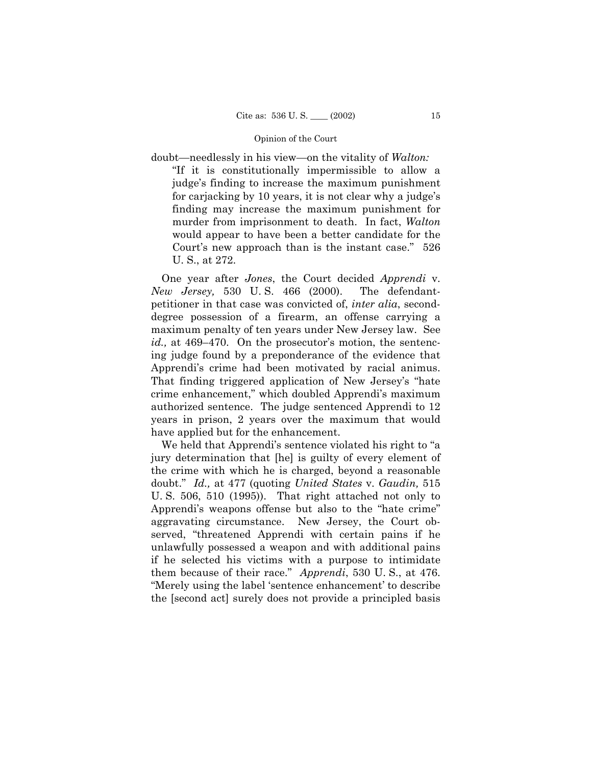doubt—needlessly in his view—on the vitality of *Walton:*

> "If it is constitutionally impermissible to allow a judge's finding to increase the maximum punishment for carjacking by 10 years, it is not clear why a judge's finding may increase the maximum punishment for murder from imprisonment to death. In fact, *Walton* would appear to have been a better candidate for the Court's new approach than is the instant case." 526 U. S., at 272.

One year after *Jones*, the Court decided *Apprendi* v. *New Jersey,* 530 U. S. 466 (2000). The defendant-petitioner in that case was convicted of, *inter alia*, second-degree possession of a firearm, an offense carrying a maximum penalty of ten years under New Jersey law. See *id.,* at 469–470. On the prosecutor's motion, the sentencing judge found by a preponderance of the evidence that Apprendi's crime had been motivated by racial animus. That finding triggered application of New Jersey's "hate crime enhancement," which doubled Apprendi's maximum authorized sentence. The judge sentenced Apprendi to 12 years in prison, 2 years over the maximum that would have applied but for the enhancement.

We held that Apprendi's sentence violated his right to "a jury determination that [he] is guilty of every element of the crime with which he is charged, beyond a reasonable doubt." *Id.,* at 477 (quoting *United States* v. *Gaudin,* 515 U. S. 506, 510 (1995)). That right attached not only to Apprendi's weapons offense but also to the "hate crime" aggravating circumstance. New Jersey, the Court observed, "threatened Apprendi with certain pains if he unlawfully possessed a weapon and with additional pains if he selected his victims with a purpose to intimidate them because of their race." *Apprendi*, 530 U. S., at 476. "Merely using the label 'sentence enhancement' to describe the [second act] surely does not provide a principled basis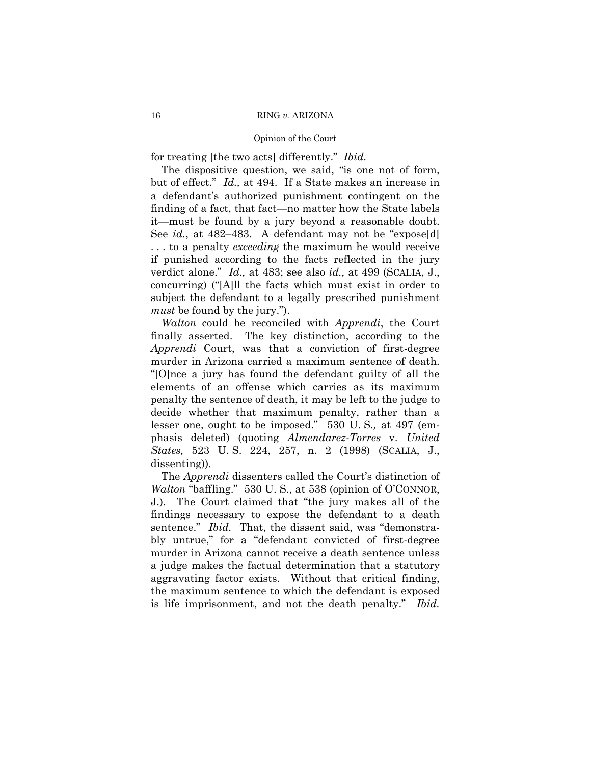for treating [the two acts] differently." *Ibid.*

The dispositive question, we said, "is one not of form, but of effect." *Id.,* at 494. If a State makes an increase in a defendant's authorized punishment contingent on the finding of a fact, that fact—no matter how the State labels it—must be found by a jury beyond a reasonable doubt. See *id.*, at 482–483. A defendant may not be "expose[d] . . . to a penalty *exceeding* the maximum he would receive if punished according to the facts reflected in the jury verdict alone." *Id.,* at 483; see also *id.,* at 499 (SCALIA, J., concurring) ("[A]ll the facts which must exist in order to subject the defendant to a legally prescribed punishment *must* be found by the jury.").

*Walton* could be reconciled with *Apprendi*, the Court finally asserted. The key distinction, according to the *Apprendi* Court, was that a conviction of first-degree murder in Arizona carried a maximum sentence of death. "[O]nce a jury has found the defendant guilty of all the elements of an offense which carries as its maximum penalty the sentence of death, it may be left to the judge to decide whether that maximum penalty, rather than a lesser one, ought to be imposed." 530 U. S.*,* at 497 (emphasis deleted) (quoting *Almendarez-Torres* v. *United States,* 523 U. S. 224, 257, n. 2 (1998) (SCALIA, J., dissenting)).

The *Apprendi* dissenters called the Court's distinction of *Walton* "baffling." 530 U. S., at 538 (opinion of O'CONNOR, J.). The Court claimed that "the jury makes all of the findings necessary to expose the defendant to a death sentence." *Ibid.* That, the dissent said, was "demonstrably untrue," for a "defendant convicted of first-degree murder in Arizona cannot receive a death sentence unless a judge makes the factual determination that a statutory aggravating factor exists. Without that critical finding, the maximum sentence to which the defendant is exposed is life imprisonment, and not the death penalty." *Ibid.*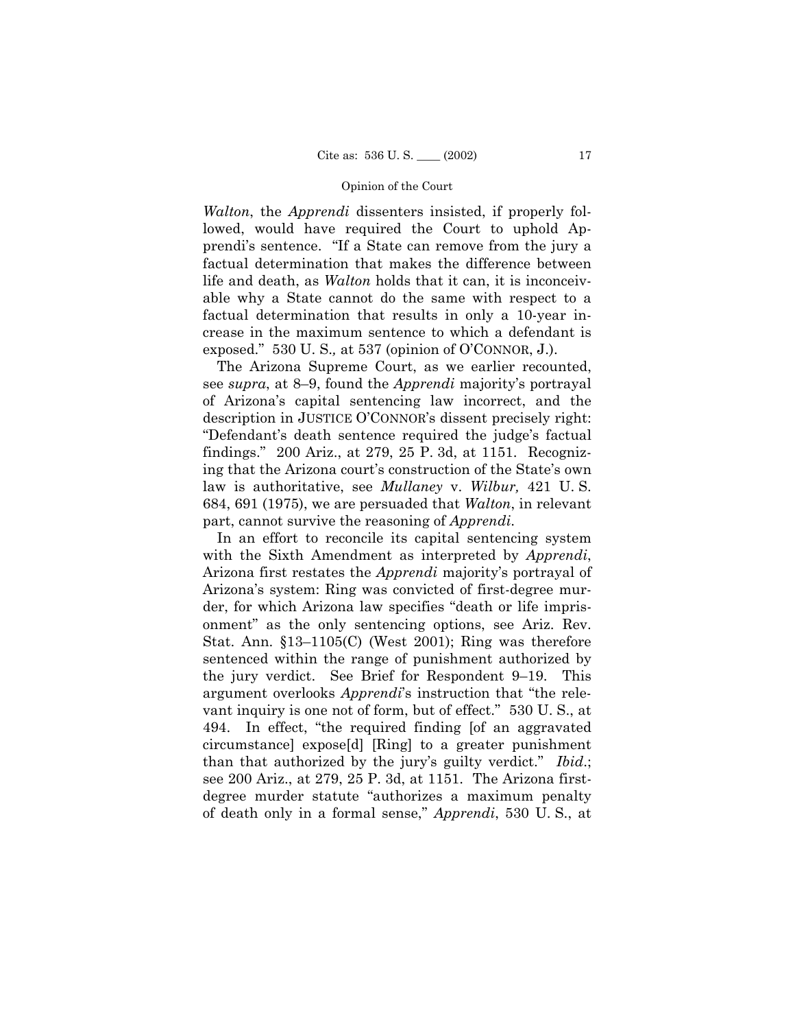*Walton*, the *Apprendi* dissenters insisted, if properly followed, would have required the Court to uphold Apprendi's sentence. "If a State can remove from the jury a factual determination that makes the difference between life and death, as *Walton* holds that it can, it is inconceivable why a State cannot do the same with respect to a factual determination that results in only a 10-year increase in the maximum sentence to which a defendant is exposed." 530 U. S., at 537 (opinion of O'CONNOR, J.).

The Arizona Supreme Court, as we earlier recounted, see *supra*, at 8–9, found the *Apprendi* majority's portrayal of Arizona's capital sentencing law incorrect, and the description in JUSTICE O'CONNOR's dissent precisely right: "Defendant's death sentence required the judge's factual findings." 200 Ariz., at 279, 25 P. 3d, at 1151. Recognizing that the Arizona court's construction of the State's own law is authoritative, see *Mullaney* v. *Wilbur,* 421 U. S. 684, 691 (1975), we are persuaded that *Walton*, in relevant part, cannot survive the reasoning of *Apprendi*.

In an effort to reconcile its capital sentencing system with the Sixth Amendment as interpreted by *Apprendi*, Arizona first restates the *Apprendi* majority's portrayal of Arizona's system: Ring was convicted of first-degree murder, for which Arizona law specifies "death or life imprisonment" as the only sentencing options, see Ariz. Rev. Stat. Ann. §13–1105(C) (West 2001); Ring was therefore sentenced within the range of punishment authorized by the jury verdict. See Brief for Respondent 9–19. This argument overlooks *Apprendi*'s instruction that "the relevant inquiry is one not of form, but of effect." 530 U. S., at 494. In effect, "the required finding [of an aggravated circumstance] expose[d] [Ring] to a greater punishment than that authorized by the jury's guilty verdict." *Ibid*.; see 200 Ariz., at 279, 25 P. 3d, at 1151. The Arizona first-degree murder statute "authorizes a maximum penalty of death only in a formal sense," *Apprendi*, 530 U. S., at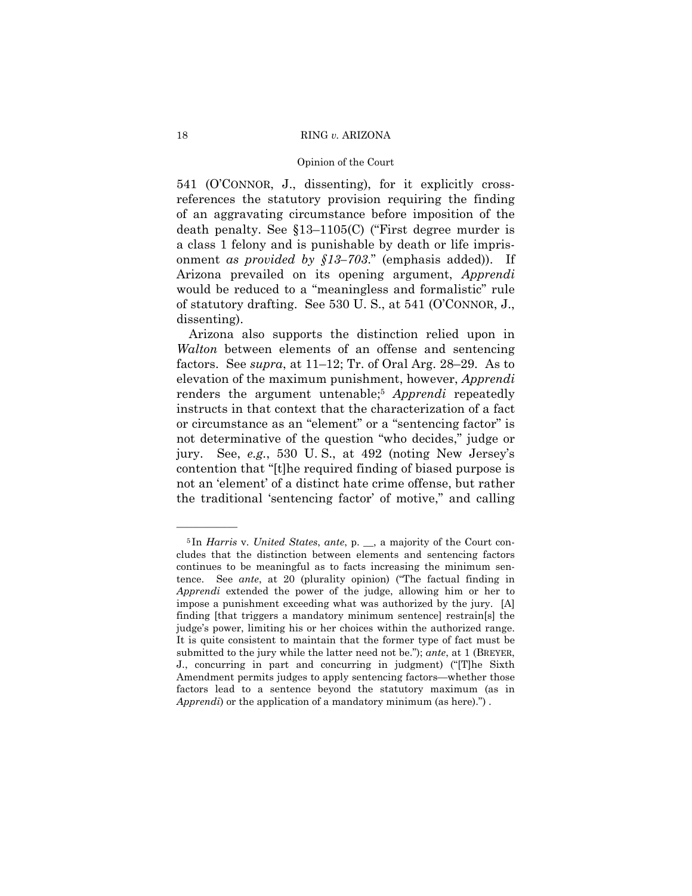541 (O'CONNOR, J., dissenting), for it explicitly cross-references the statutory provision requiring the finding of an aggravating circumstance before imposition of the death penalty. See §13–1105(C) ("First degree murder is a class 1 felony and is punishable by death or life imprisonment *as provided by §13–703*." (emphasis added)). If Arizona prevailed on its opening argument, *Apprendi* would be reduced to a "meaningless and formalistic" rule of statutory drafting. See 530 U. S., at 541 (O'CONNOR, J., dissenting).

Arizona also supports the distinction relied upon in *Walton* between elements of an offense and sentencing factors. See *supra*, at 11–12; Tr. of Oral Arg. 28–29. As to elevation of the maximum punishment, however, *Apprendi* renders the argument untenable;[5] *Apprendi* repeatedly instructs in that context that the characterization of a fact or circumstance as an "element" or a "sentencing factor" is not determinative of the question "who decides," judge or jury. See, *e.g.*, 530 U. S., at 492 (noting New Jersey's contention that "[t]he required finding of biased purpose is not an 'element' of a distinct hate crime offense, but rather the traditional 'sentencing factor' of motive," and calling

---

[5] In *Harris* v. *United States*, *ante*, p. __, a majority of the Court concludes that the distinction between elements and sentencing factors continues to be meaningful as to facts increasing the minimum sentence. See *ante*, at 20 (plurality opinion) ("The factual finding in *Apprendi* extended the power of the judge, allowing him or her to impose a punishment exceeding what was authorized by the jury. [A] finding [that triggers a mandatory minimum sentence] restrain[s] the judge's power, limiting his or her choices within the authorized range. It is quite consistent to maintain that the former type of fact must be submitted to the jury while the latter need not be."); *ante*, at 1 (BREYER, J., concurring in part and concurring in judgment) ("[T]he Sixth Amendment permits judges to apply sentencing factors—whether those factors lead to a sentence beyond the statutory maximum (as in *Apprendi*) or the application of a mandatory minimum (as here).") .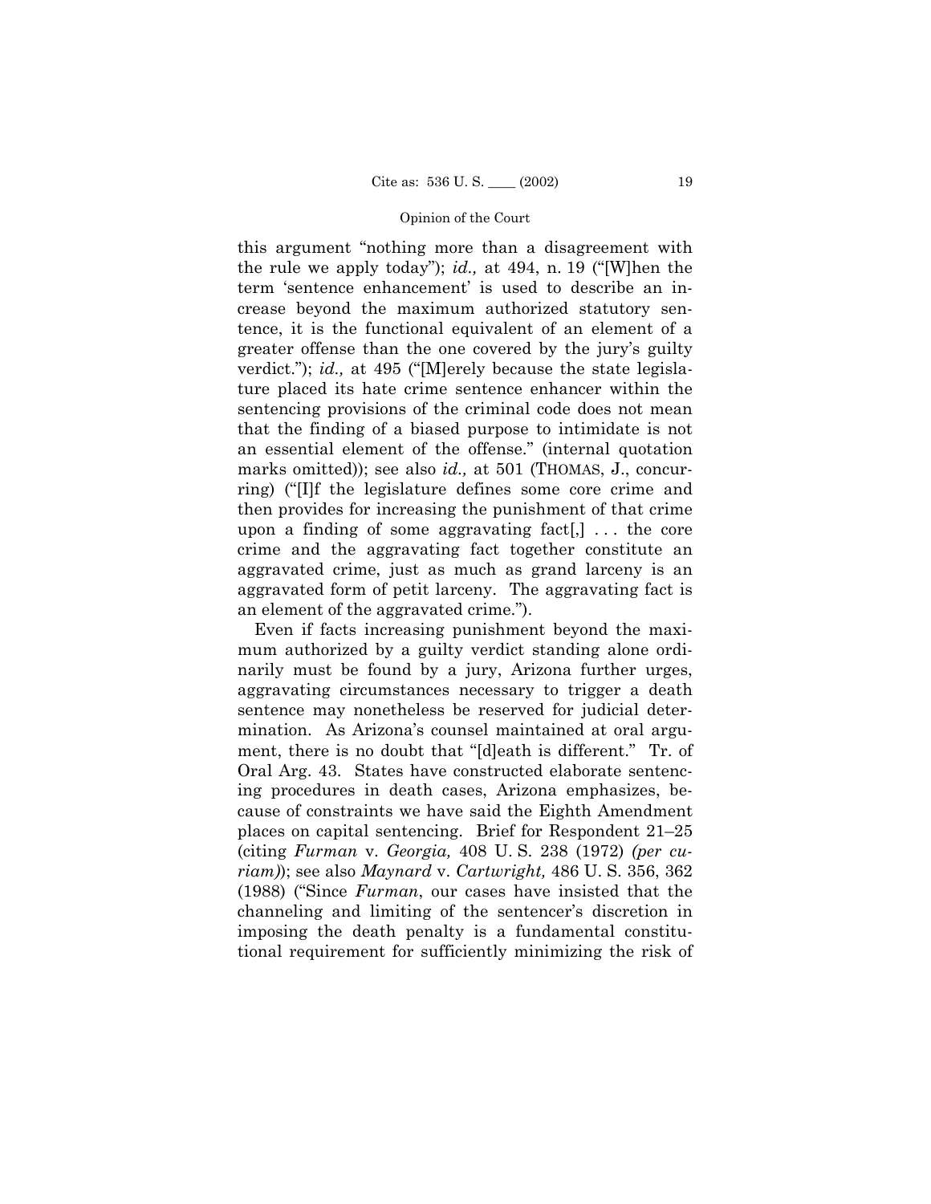this argument "nothing more than a disagreement with the rule we apply today"); *id.,* at 494, n. 19 ("[W]hen the term 'sentence enhancement' is used to describe an increase beyond the maximum authorized statutory sentence, it is the functional equivalent of an element of a greater offense than the one covered by the jury's guilty verdict."); *id.,* at 495 ("[M]erely because the state legislature placed its hate crime sentence enhancer within the sentencing provisions of the criminal code does not mean that the finding of a biased purpose to intimidate is not an essential element of the offense." (internal quotation marks omitted)); see also *id.,* at 501 (THOMAS, J., concurring) ("[I]f the legislature defines some core crime and then provides for increasing the punishment of that crime upon a finding of some aggravating fact[,] . . . the core crime and the aggravating fact together constitute an aggravated crime, just as much as grand larceny is an aggravated form of petit larceny. The aggravating fact is an element of the aggravated crime.").

Even if facts increasing punishment beyond the maximum authorized by a guilty verdict standing alone ordinarily must be found by a jury, Arizona further urges, aggravating circumstances necessary to trigger a death sentence may nonetheless be reserved for judicial determination. As Arizona's counsel maintained at oral argument, there is no doubt that "[d]eath is different." Tr. of Oral Arg. 43. States have constructed elaborate sentencing procedures in death cases, Arizona emphasizes, because of constraints we have said the Eighth Amendment places on capital sentencing. Brief for Respondent 21–25 (citing *Furman* v. *Georgia,* 408 U. S. 238 (1972) *(per curiam)*); see also *Maynard* v. *Cartwright,* 486 U. S. 356, 362 (1988) ("Since *Furman*, our cases have insisted that the channeling and limiting of the sentencer's discretion in imposing the death penalty is a fundamental constitutional requirement for sufficiently minimizing the risk of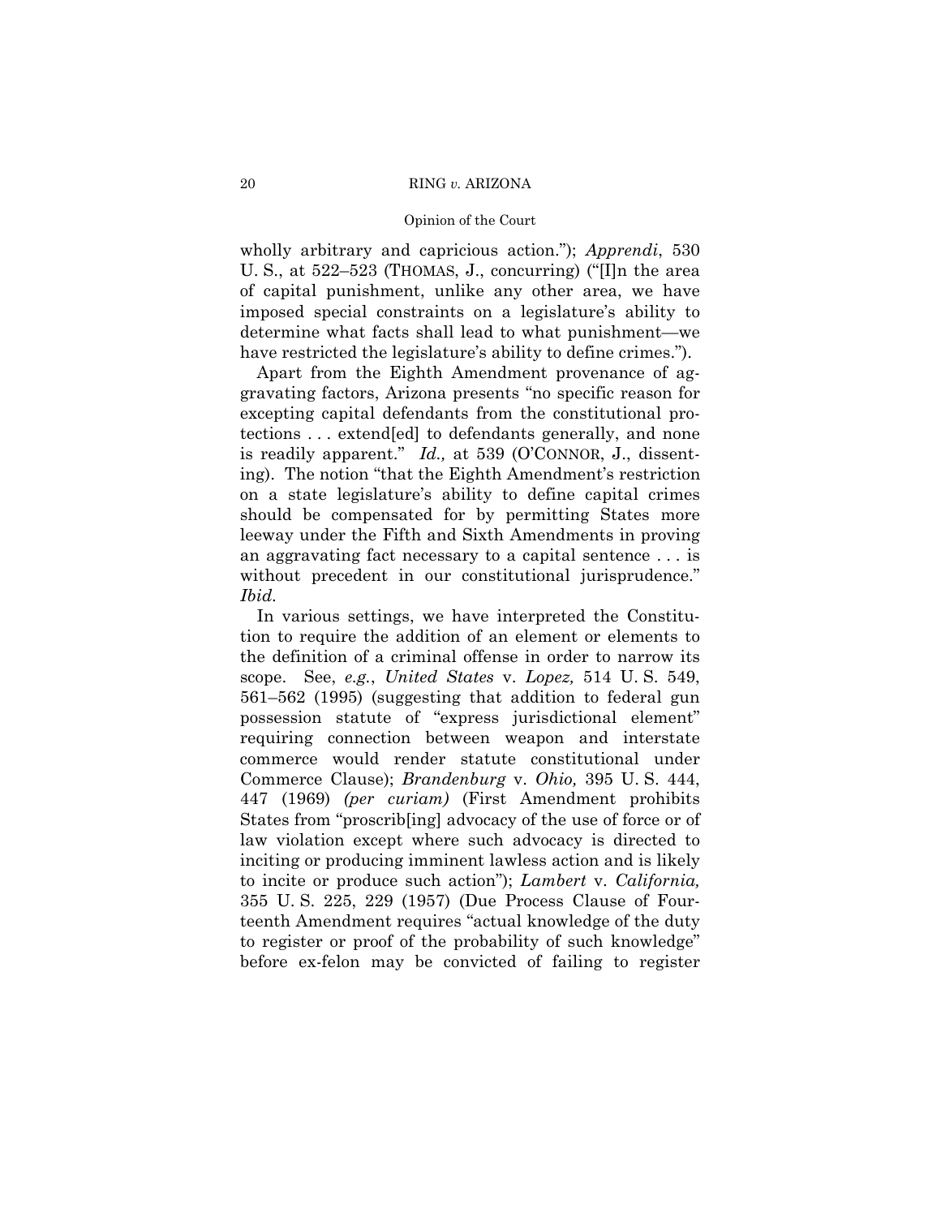wholly arbitrary and capricious action."); *Apprendi*, 530 U. S., at 522–523 (THOMAS, J., concurring) ("[I]n the area of capital punishment, unlike any other area, we have imposed special constraints on a legislature's ability to determine what facts shall lead to what punishment—we have restricted the legislature's ability to define crimes.").

Apart from the Eighth Amendment provenance of aggravating factors, Arizona presents "no specific reason for excepting capital defendants from the constitutional protections . . . extend[ed] to defendants generally, and none is readily apparent." *Id.,* at 539 (O'CONNOR, J., dissenting). The notion "that the Eighth Amendment's restriction on a state legislature's ability to define capital crimes should be compensated for by permitting States more leeway under the Fifth and Sixth Amendments in proving an aggravating fact necessary to a capital sentence . . . is without precedent in our constitutional jurisprudence." *Ibid.*

In various settings, we have interpreted the Constitution to require the addition of an element or elements to the definition of a criminal offense in order to narrow its scope. See, *e.g.*, *United States* v. *Lopez,* 514 U. S. 549, 561–562 (1995) (suggesting that addition to federal gun possession statute of "express jurisdictional element" requiring connection between weapon and interstate commerce would render statute constitutional under Commerce Clause); *Brandenburg* v. *Ohio,* 395 U. S. 444, 447 (1969) *(per curiam)* (First Amendment prohibits States from "proscrib[ing] advocacy of the use of force or of law violation except where such advocacy is directed to inciting or producing imminent lawless action and is likely to incite or produce such action"); *Lambert* v. *California,* 355 U. S. 225, 229 (1957) (Due Process Clause of Fourteenth Amendment requires "actual knowledge of the duty to register or proof of the probability of such knowledge" before ex-felon may be convicted of failing to register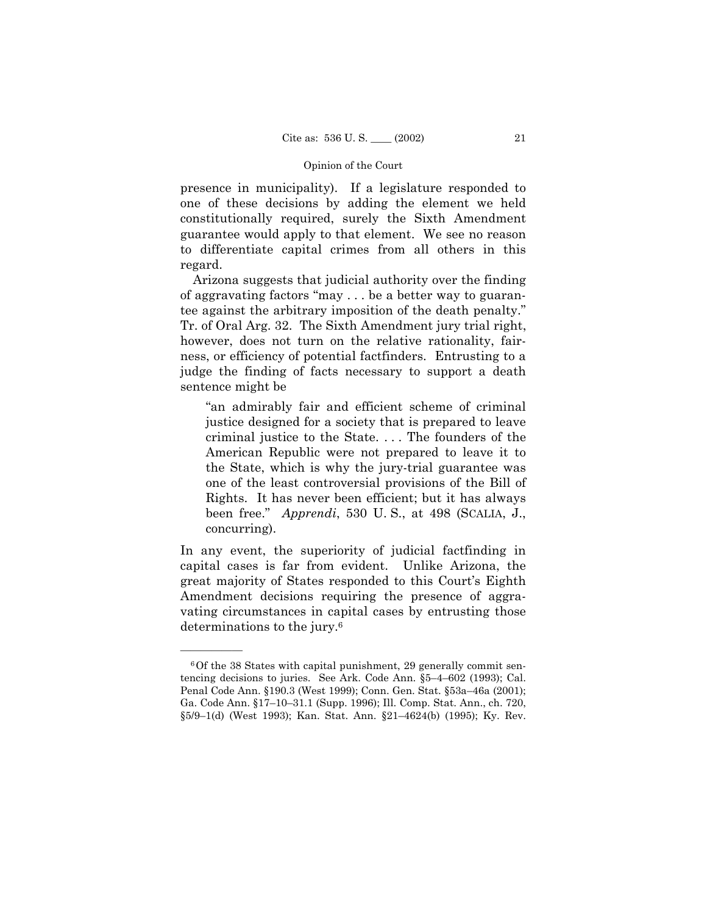presence in municipality). If a legislature responded to one of these decisions by adding the element we held constitutionally required, surely the Sixth Amendment guarantee would apply to that element. We see no reason to differentiate capital crimes from all others in this regard.

Arizona suggests that judicial authority over the finding of aggravating factors "may . . . be a better way to guarantee against the arbitrary imposition of the death penalty." Tr. of Oral Arg. 32. The Sixth Amendment jury trial right, however, does not turn on the relative rationality, fairness, or efficiency of potential factfinders. Entrusting to a judge the finding of facts necessary to support a death sentence might be

> "an admirably fair and efficient scheme of criminal justice designed for a society that is prepared to leave criminal justice to the State. . . . The founders of the American Republic were not prepared to leave it to the State, which is why the jury-trial guarantee was one of the least controversial provisions of the Bill of Rights. It has never been efficient; but it has always been free." *Apprendi*, 530 U. S., at 498 (SCALIA, J., concurring).

In any event, the superiority of judicial factfinding in capital cases is far from evident. Unlike Arizona, the great majority of States responded to this Court's Eighth Amendment decisions requiring the presence of aggravating circumstances in capital cases by entrusting those determinations to the jury.[6]

---

[6] Of the 38 States with capital punishment, 29 generally commit sentencing decisions to juries. See Ark. Code Ann. §5–4–602 (1993); Cal. Penal Code Ann. §190.3 (West 1999); Conn. Gen. Stat. §53a–46a (2001); Ga. Code Ann. §17–10–31.1 (Supp. 1996); Ill. Comp. Stat. Ann., ch. 720, §5/9–1(d) (West 1993); Kan. Stat. Ann. §21–4624(b) (1995); Ky. Rev.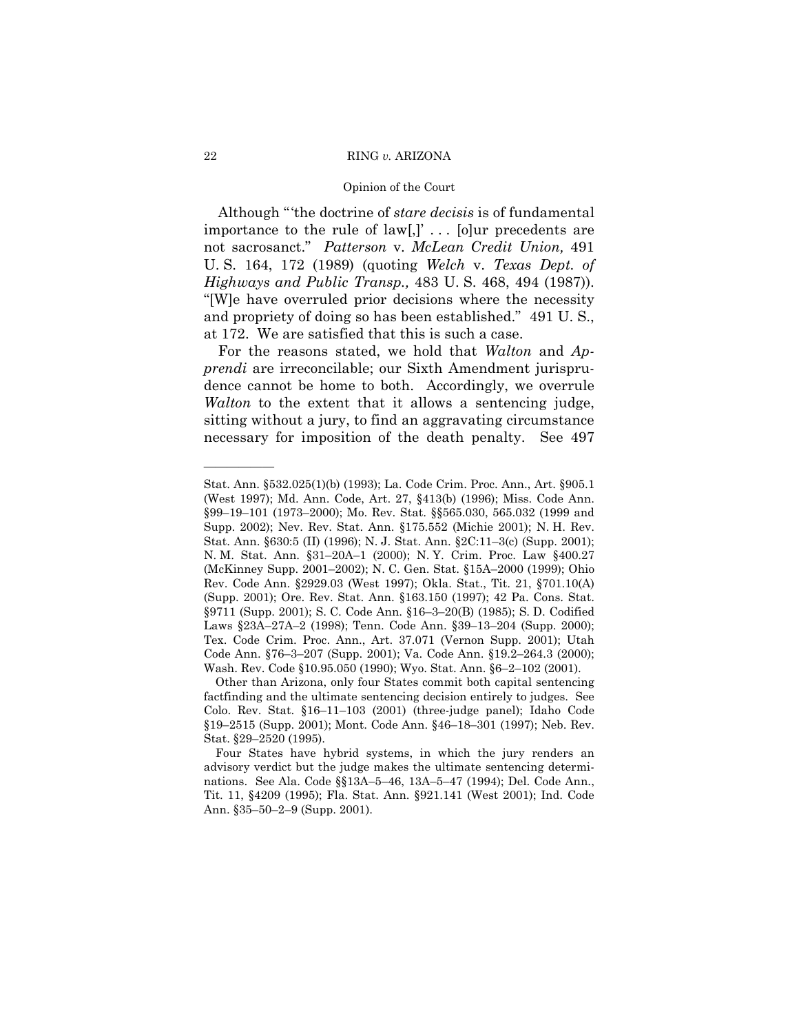Although "'the doctrine of *stare decisis* is of fundamental importance to the rule of law[,]' . . . [o]ur precedents are not sacrosanct." *Patterson* v. *McLean Credit Union,* 491 U. S. 164, 172 (1989) (quoting *Welch* v. *Texas Dept. of Highways and Public Transp.,* 483 U. S. 468, 494 (1987)). "[W]e have overruled prior decisions where the necessity and propriety of doing so has been established." 491 U. S., at 172. We are satisfied that this is such a case.

For the reasons stated, we hold that *Walton* and *Apprendi* are irreconcilable; our Sixth Amendment jurisprudence cannot be home to both. Accordingly, we overrule *Walton* to the extent that it allows a sentencing judge, sitting without a jury, to find an aggravating circumstance necessary for imposition of the death penalty. See 497

---

Stat. Ann. §532.025(1)(b) (1993); La. Code Crim. Proc. Ann., Art. §905.1 (West 1997); Md. Ann. Code, Art. 27, §413(b) (1996); Miss. Code Ann. §99–19–101 (1973–2000); Mo. Rev. Stat. §§565.030, 565.032 (1999 and Supp. 2002); Nev. Rev. Stat. Ann. §175.552 (Michie 2001); N. H. Rev. Stat. Ann. §630:5 (II) (1996); N. J. Stat. Ann. §2C:11–3(c) (Supp. 2001); N. M. Stat. Ann. §31–20A–1 (2000); N. Y. Crim. Proc. Law §400.27 (McKinney Supp. 2001–2002); N. C. Gen. Stat. §15A–2000 (1999); Ohio Rev. Code Ann. §2929.03 (West 1997); Okla. Stat., Tit. 21, §701.10(A) (Supp. 2001); Ore. Rev. Stat. Ann. §163.150 (1997); 42 Pa. Cons. Stat. §9711 (Supp. 2001); S. C. Code Ann. §16–3–20(B) (1985); S. D. Codified Laws §23A–27A–2 (1998); Tenn. Code Ann. §39–13–204 (Supp. 2000); Tex. Code Crim. Proc. Ann., Art. 37.071 (Vernon Supp. 2001); Utah Code Ann. §76–3–207 (Supp. 2001); Va. Code Ann. §19.2–264.3 (2000); Wash. Rev. Code §10.95.050 (1990); Wyo. Stat. Ann. §6–2–102 (2001).

Other than Arizona, only four States commit both capital sentencing factfinding and the ultimate sentencing decision entirely to judges. See Colo. Rev. Stat. §16–11–103 (2001) (three-judge panel); Idaho Code §19–2515 (Supp. 2001); Mont. Code Ann. §46–18–301 (1997); Neb. Rev. Stat. §29–2520 (1995).

Four States have hybrid systems, in which the jury renders an advisory verdict but the judge makes the ultimate sentencing determinations. See Ala. Code §§13A–5–46, 13A–5–47 (1994); Del. Code Ann., Tit. 11, §4209 (1995); Fla. Stat. Ann. §921.141 (West 2001); Ind. Code Ann. §35–50–2–9 (Supp. 2001).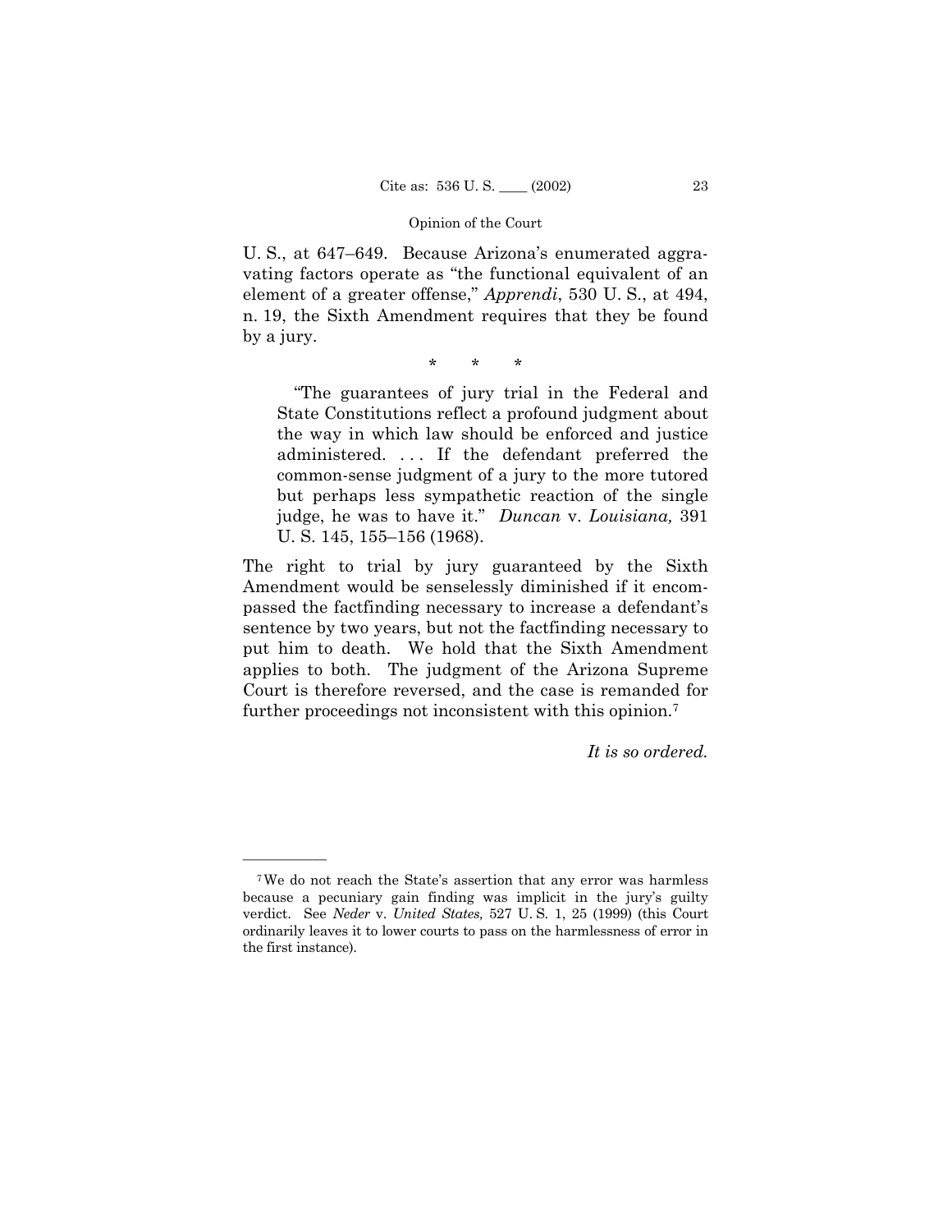U. S., at 647–649. Because Arizona's enumerated aggravating factors operate as "the functional equivalent of an element of a greater offense," *Apprendi*, 530 U. S., at 494, n. 19, the Sixth Amendment requires that they be found by a jury.

\* \* \*

> "The guarantees of jury trial in the Federal and State Constitutions reflect a profound judgment about the way in which law should be enforced and justice administered. . . . If the defendant preferred the common-sense judgment of a jury to the more tutored but perhaps less sympathetic reaction of the single judge, he was to have it." *Duncan* v. *Louisiana,* 391 U. S. 145, 155–156 (1968).

The right to trial by jury guaranteed by the Sixth Amendment would be senselessly diminished if it encompassed the factfinding necessary to increase a defendant's sentence by two years, but not the factfinding necessary to put him to death. We hold that the Sixth Amendment applies to both. The judgment of the Arizona Supreme Court is therefore reversed, and the case is remanded for further proceedings not inconsistent with this opinion.[7]

*It is so ordered.*

---

[7] We do not reach the State's assertion that any error was harmless because a pecuniary gain finding was implicit in the jury's guilty verdict. See *Neder* v. *United States,* 527 U. S. 1, 25 (1999) (this Court ordinarily leaves it to lower courts to pass on the harmlessness of error in the first instance).